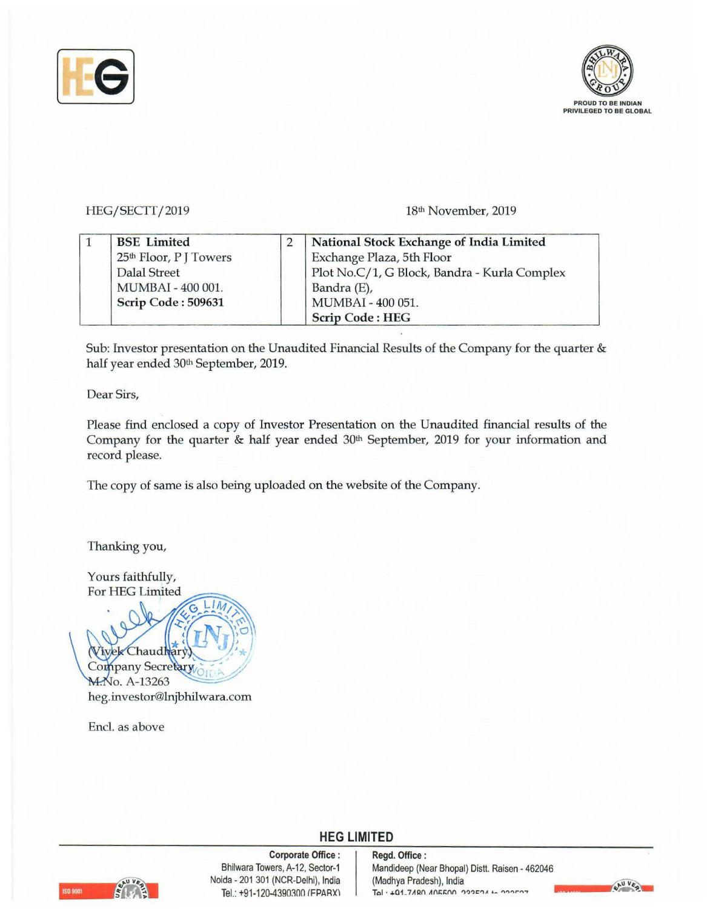HEG/SECTT/2019

18th November, 2019

| 1 | **BSE Limited**<br>25th Floor, P J Towers<br>Dalal Street<br>MUMBAI - 400 001.<br>**Scrip Code : 509631** | 2 | **National Stock Exchange of India Limited**<br>Exchange Plaza, 5th Floor<br>Plot No.C/1, G Block, Bandra - Kurla Complex<br>Bandra (E),<br>MUMBAI - 400 051.<br>**Scrip Code : HEG** |
|---|---|---|---|

Sub: Investor presentation on the Unaudited Financial Results of the Company for the quarter & half year ended 30th September, 2019.

Dear Sirs,

Please find enclosed a copy of Investor Presentation on the Unaudited financial results of the Company for the quarter & half year ended 30th September, 2019 for your information and record please.

The copy of same is also being uploaded on the website of the Company.

Thanking you,

Yours faithfully,
For HEG Limited

(Vivek Chaudhary)
Company Secretary
M.No. A-13263
heg.investor@lnjbhilwara.com

Encl. as above

**HEG LIMITED**

**Corporate Office :** Bhilwara Towers, A-12, Sector-1, Noida - 201 301 (NCR-Delhi), India, Tel.: +91-120-4390300 (EPABX)

**Regd. Office :** Mandideep (Near Bhopal) Distt. Raisen - 462046 (Madhya Pradesh), India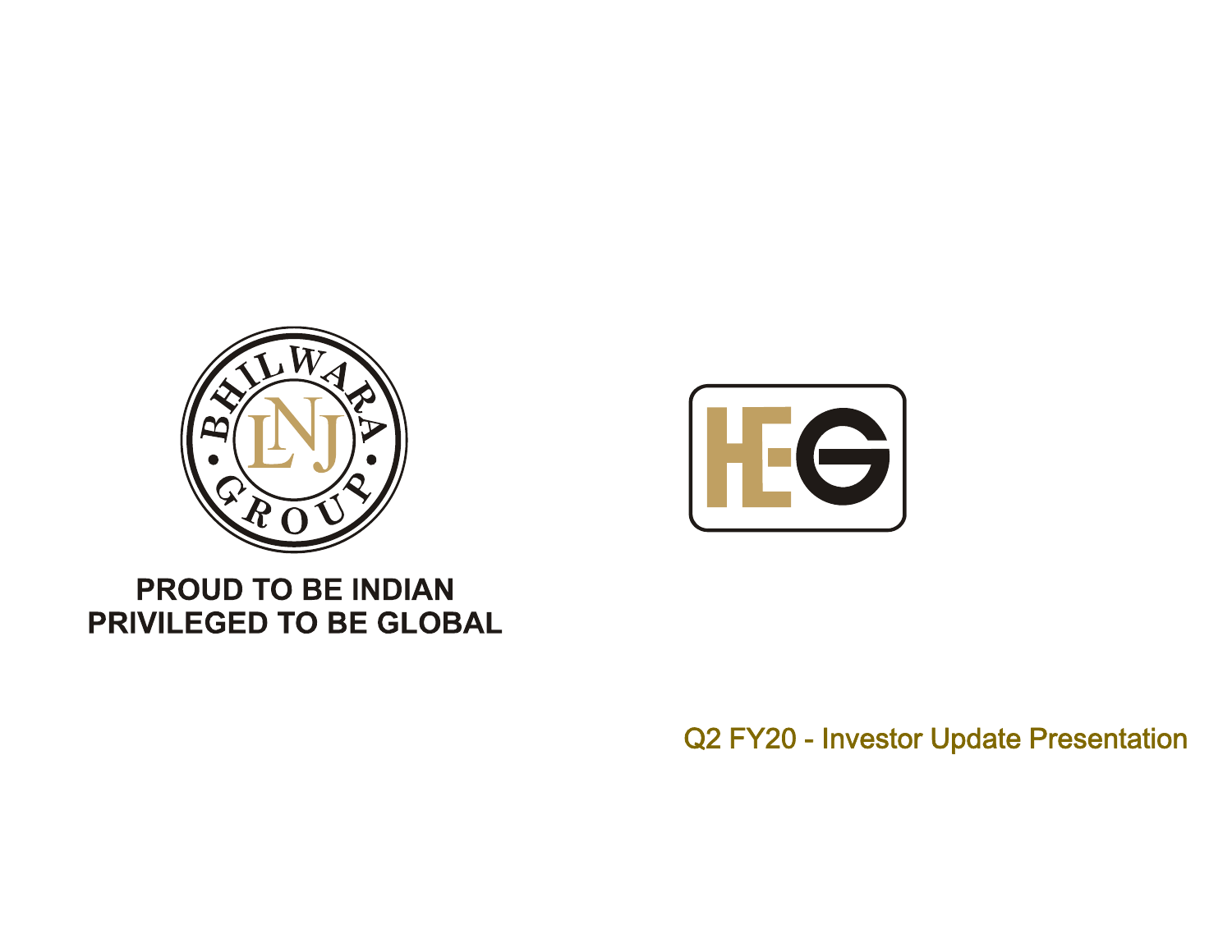PROUD TO BE INDIAN
PRIVILEGED TO BE GLOBAL

Q2 FY20 - Investor Update Presentation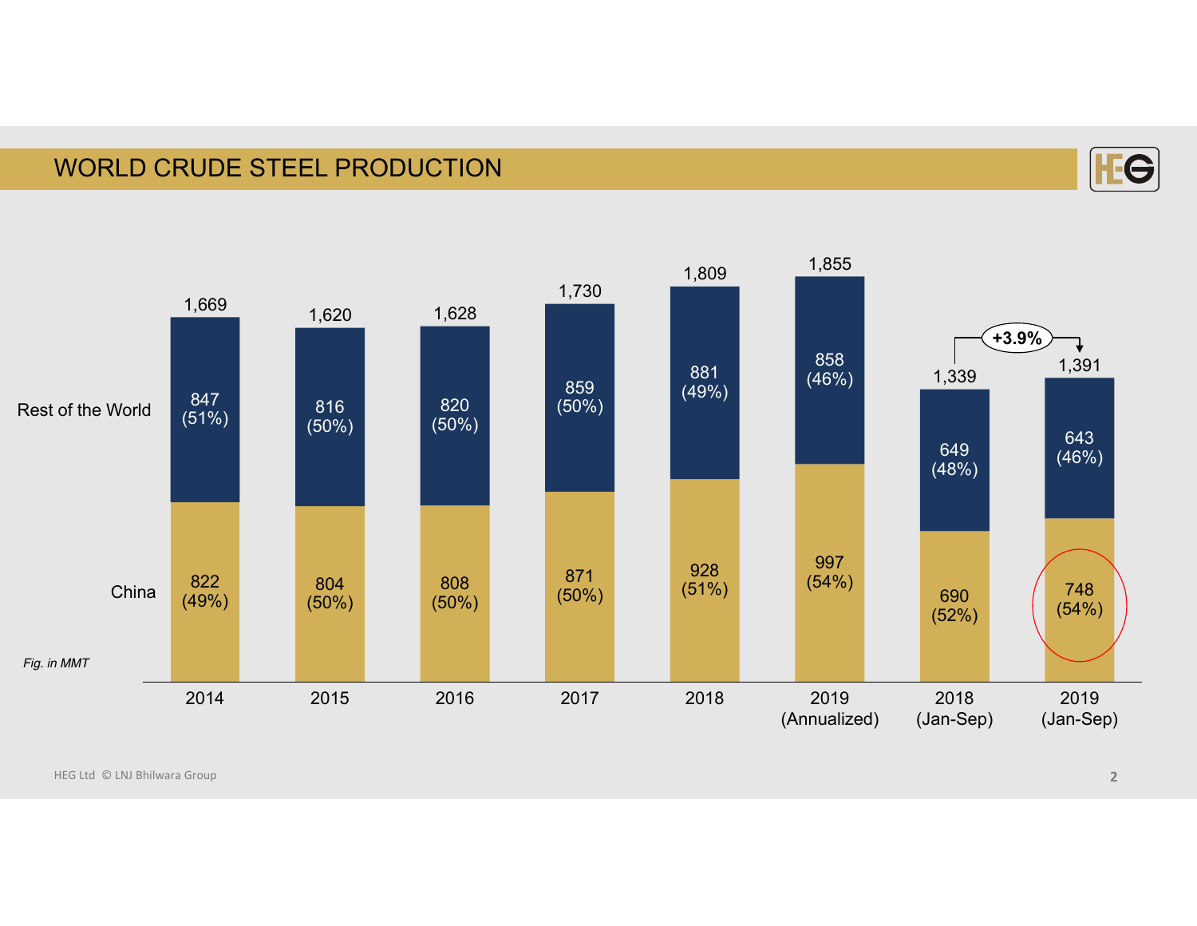## WORLD CRUDE STEEL PRODUCTION

*Fig. in MMT*

| | 2014 | 2015 | 2016 | 2017 | 2018 | 2019 (Annualized) | 2018 (Jan-Sep) | 2019 (Jan-Sep) |
|---|---|---|---|---|---|---|---|---|
| Rest of the World | 847 (51%) | 816 (50%) | 820 (50%) | 859 (50%) | 881 (49%) | 858 (46%) | 649 (48%) | 643 (46%) |
| China | 822 (49%) | 804 (50%) | 808 (50%) | 871 (50%) | 928 (51%) | 997 (54%) | 690 (52%) | 748 (54%) |
| Total | 1,669 | 1,620 | 1,628 | 1,730 | 1,809 | 1,855 | 1,339 | 1,391 |

+3.9% (2018 Jan-Sep to 2019 Jan-Sep)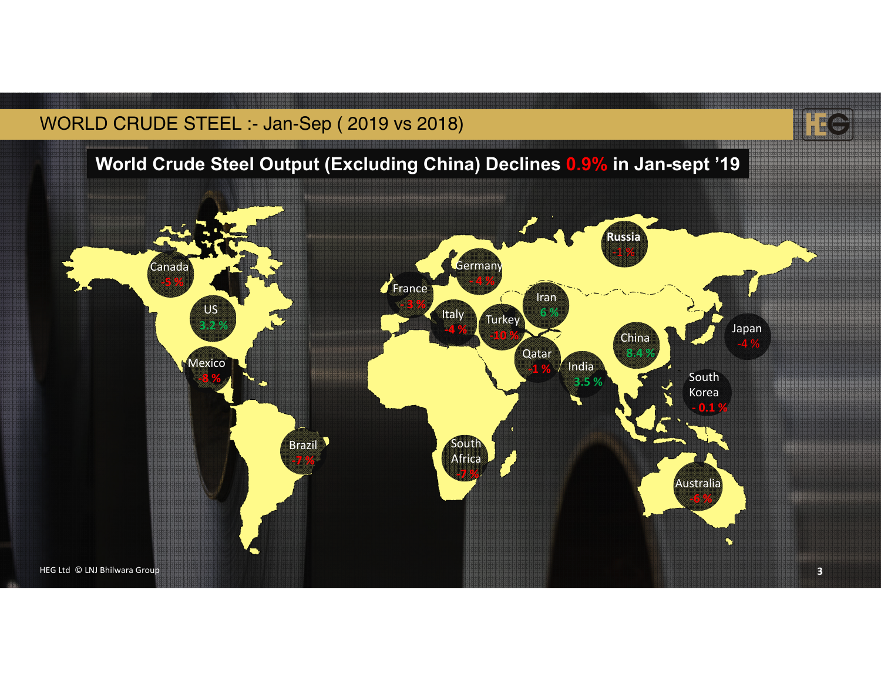# WORLD CRUDE STEEL :- Jan-Sep ( 2019 vs 2018)

## World Crude Steel Output (Excluding China) Declines 0.9% in Jan-sept '19

| Country | Change |
| --- | --- |
| Canada | -5 % |
| US | 3.2 % |
| Mexico | -8 % |
| Brazil | -7 % |
| France | - 3 % |
| Germany | - 4 % |
| Italy | -4 % |
| Turkey | -10 % |
| Iran | 6 % |
| Qatar | -1 % |
| Russia | -1 % |
| India | 3.5 % |
| China | 8.4 % |
| Japan | -4 % |
| South Korea | - 0.1 % |
| South Africa | -7 % |
| Australia | -6 % |

HEG Ltd © LNJ Bhilwara Group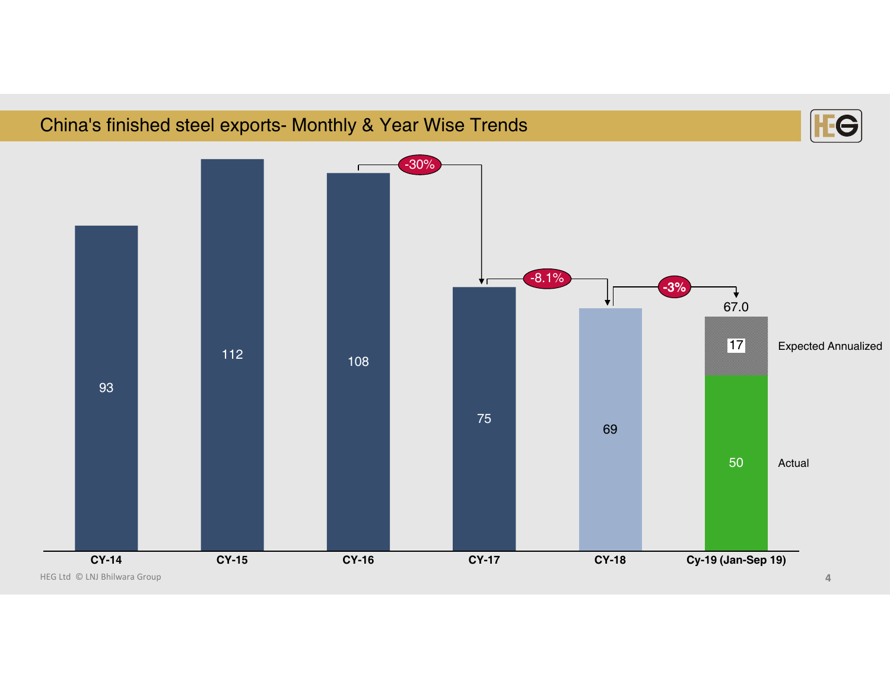# China's finished steel exports- Monthly & Year Wise Trends

| Year | Value |
| --- | --- |
| CY-14 | 93 |
| CY-15 | 112 |
| CY-16 | 108 |
| CY-17 | 75 |
| CY-18 | 69 |
| Cy-19 (Jan-Sep 19) | 67.0 (Actual: 50; Expected Annualized: 17) |

- CY-16 to CY-17: -30%
- CY-17 to CY-18: -8.1%
- CY-18 to CY-19: -3%

HEG Ltd © LNJ Bhilwara Group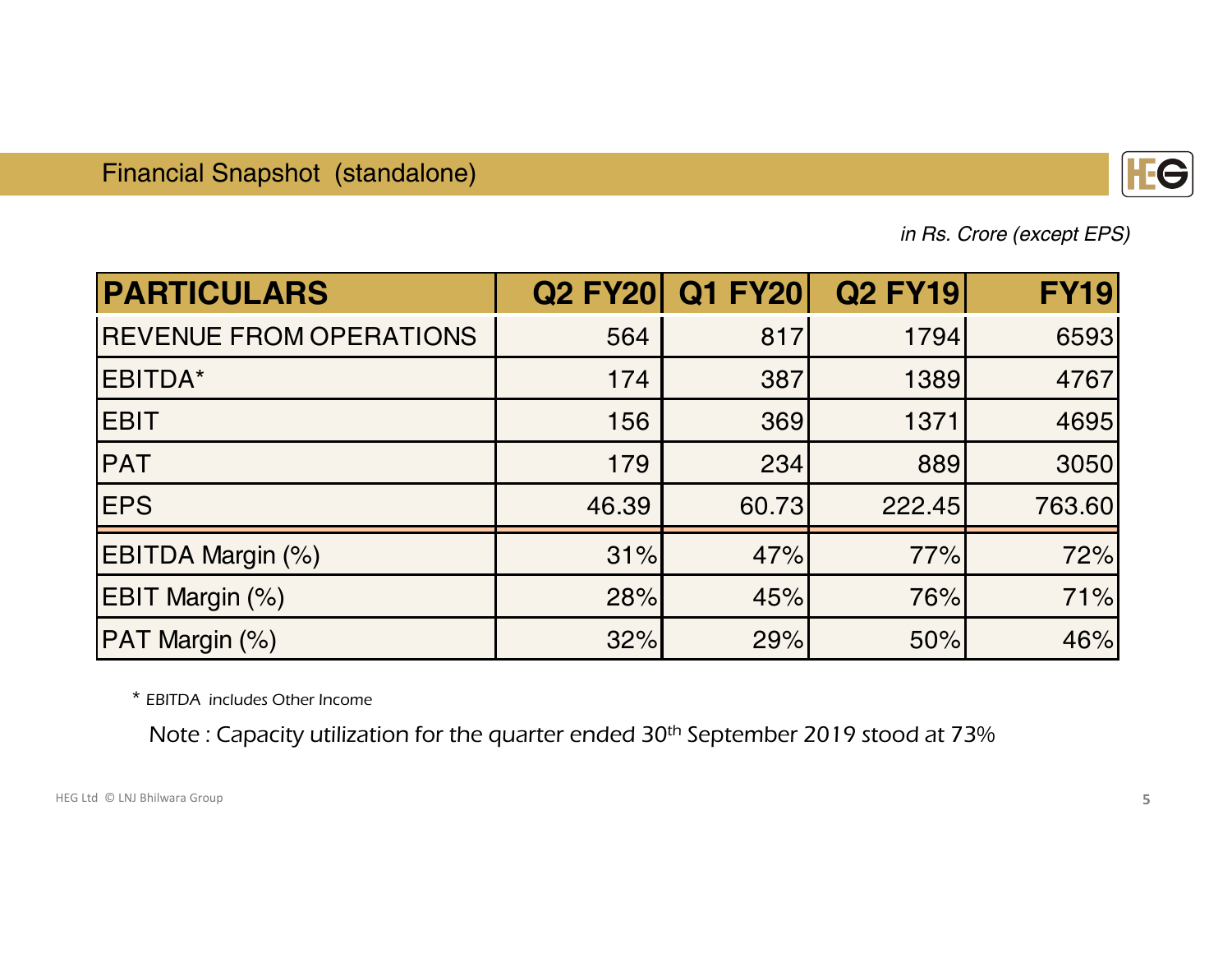## Financial Snapshot (standalone)

*in Rs. Crore (except EPS)*

| PARTICULARS | Q2 FY20 | Q1 FY20 | Q2 FY19 | FY19 |
|---|---|---|---|---|
| REVENUE FROM OPERATIONS | 564 | 817 | 1794 | 6593 |
| EBITDA* | 174 | 387 | 1389 | 4767 |
| EBIT | 156 | 369 | 1371 | 4695 |
| PAT | 179 | 234 | 889 | 3050 |
| EPS | 46.39 | 60.73 | 222.45 | 763.60 |
| EBITDA Margin (%) | 31% | 47% | 77% | 72% |
| EBIT Margin (%) | 28% | 45% | 76% | 71% |
| PAT Margin (%) | 32% | 29% | 50% | 46% |

\* EBITDA includes Other Income

Note : Capacity utilization for the quarter ended 30th September 2019 stood at 73%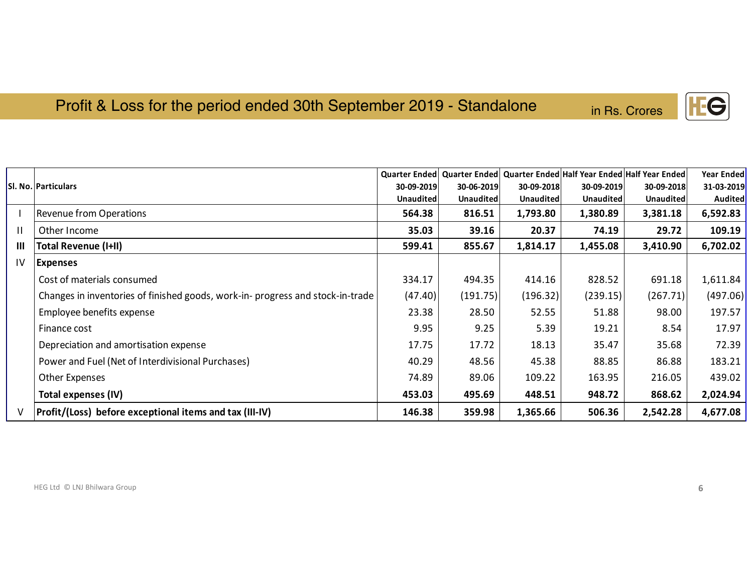## Profit & Loss for the period ended 30th September 2019 - Standalone

in Rs. Crores

| Sl. No. | Particulars | Quarter Ended 30-09-2019 Unaudited | Quarter Ended 30-06-2019 Unaudited | Quarter Ended 30-09-2018 Unaudited | Half Year Ended 30-09-2019 Unaudited | Half Year Ended 30-09-2018 Unaudited | Year Ended 31-03-2019 Audited |
|---|---|---|---|---|---|---|---|
| I | Revenue from Operations | **564.38** | **816.51** | **1,793.80** | **1,380.89** | **3,381.18** | **6,592.83** |
| II | Other Income | **35.03** | **39.16** | **20.37** | **74.19** | **29.72** | **109.19** |
| **III** | **Total Revenue (I+II)** | **599.41** | **855.67** | **1,814.17** | **1,455.08** | **3,410.90** | **6,702.02** |
| IV | **Expenses** | | | | | | |
| | Cost of materials consumed | 334.17 | 494.35 | 414.16 | 828.52 | 691.18 | 1,611.84 |
| | Changes in inventories of finished goods, work-in- progress and stock-in-trade | (47.40) | (191.75) | (196.32) | (239.15) | (267.71) | (497.06) |
| | Employee benefits expense | 23.38 | 28.50 | 52.55 | 51.88 | 98.00 | 197.57 |
| | Finance cost | 9.95 | 9.25 | 5.39 | 19.21 | 8.54 | 17.97 |
| | Depreciation and amortisation expense | 17.75 | 17.72 | 18.13 | 35.47 | 35.68 | 72.39 |
| | Power and Fuel (Net of Interdivisional Purchases) | 40.29 | 48.56 | 45.38 | 88.85 | 86.88 | 183.21 |
| | Other Expenses | 74.89 | 89.06 | 109.22 | 163.95 | 216.05 | 439.02 |
| | **Total expenses (IV)** | **453.03** | **495.69** | **448.51** | **948.72** | **868.62** | **2,024.94** |
| V | **Profit/(Loss) before exceptional items and tax (III-IV)** | **146.38** | **359.98** | **1,365.66** | **506.36** | **2,542.28** | **4,677.08** |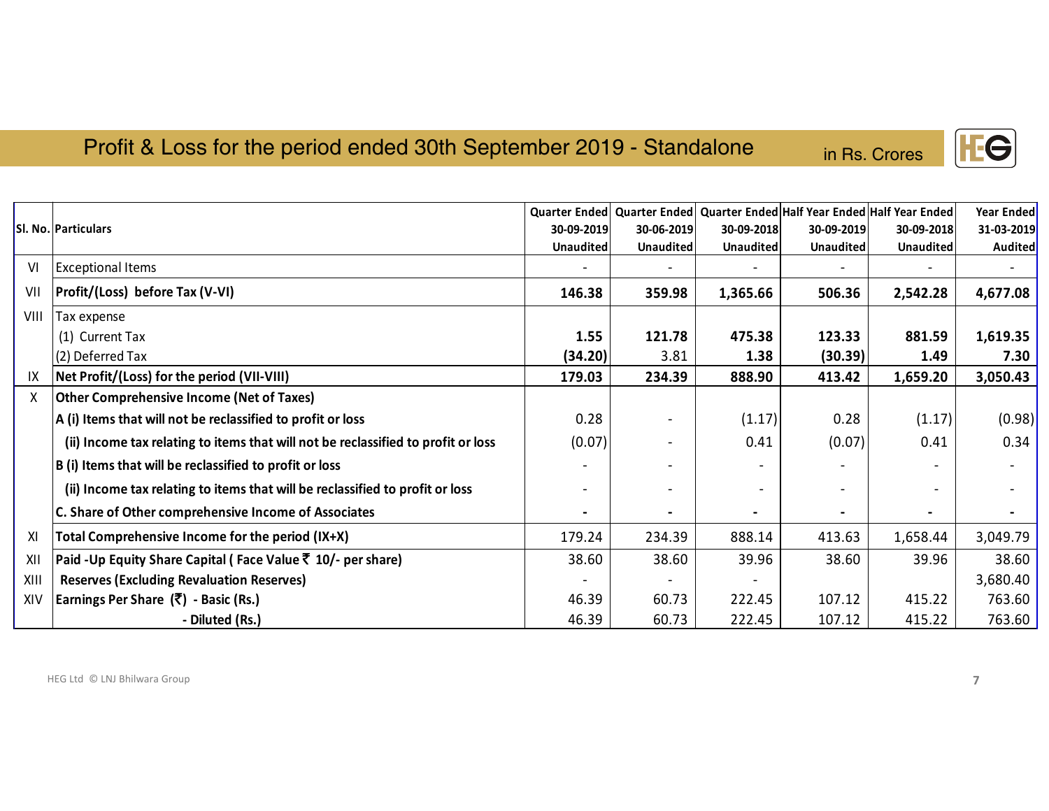## Profit & Loss for the period ended 30th September 2019 - Standalone

in Rs. Crores

| Sl. No. | Particulars | Quarter Ended 30-09-2019 Unaudited | Quarter Ended 30-06-2019 Unaudited | Quarter Ended 30-09-2018 Unaudited | Half Year Ended 30-09-2019 Unaudited | Half Year Ended 30-09-2018 Unaudited | Year Ended 31-03-2019 Audited |
|---|---|---|---|---|---|---|---|
| VI | Exceptional Items | - | - | - | - | - | - |
| VII | **Profit/(Loss) before Tax (V-VI)** | **146.38** | **359.98** | **1,365.66** | **506.36** | **2,542.28** | **4,677.08** |
| VIII | Tax expense | | | | | | |
| | (1) Current Tax | **1.55** | **121.78** | **475.38** | **123.33** | **881.59** | **1,619.35** |
| | (2) Deferred Tax | **(34.20)** | 3.81 | **1.38** | **(30.39)** | **1.49** | **7.30** |
| IX | **Net Profit/(Loss) for the period (VII-VIII)** | **179.03** | **234.39** | **888.90** | **413.42** | **1,659.20** | **3,050.43** |
| X | **Other Comprehensive Income (Net of Taxes)** | | | | | | |
| | **A (i) Items that will not be reclassified to profit or loss** | 0.28 | - | (1.17) | 0.28 | (1.17) | (0.98) |
| | **(ii) Income tax relating to items that will not be reclassified to profit or loss** | (0.07) | - | 0.41 | (0.07) | 0.41 | 0.34 |
| | **B (i) Items that will be reclassified to profit or loss** | - | - | - | - | - | - |
| | **(ii) Income tax relating to items that will be reclassified to profit or loss** | - | - | - | - | - | - |
| | **C. Share of Other comprehensive Income of Associates** | - | - | - | - | - | - |
| XI | **Total Comprehensive Income for the period (IX+X)** | 179.24 | 234.39 | 888.14 | 413.63 | 1,658.44 | 3,049.79 |
| XII | **Paid -Up Equity Share Capital ( Face Value ₹ 10/- per share)** | 38.60 | 38.60 | 39.96 | 38.60 | 39.96 | 38.60 |
| XIII | **Reserves (Excluding Revaluation Reserves)** | - | - | - | | | 3,680.40 |
| XIV | **Earnings Per Share (₹) - Basic (Rs.)** | 46.39 | 60.73 | 222.45 | 107.12 | 415.22 | 763.60 |
| | **- Diluted (Rs.)** | 46.39 | 60.73 | 222.45 | 107.12 | 415.22 | 763.60 |

HEG Ltd © LNJ Bhilwara Group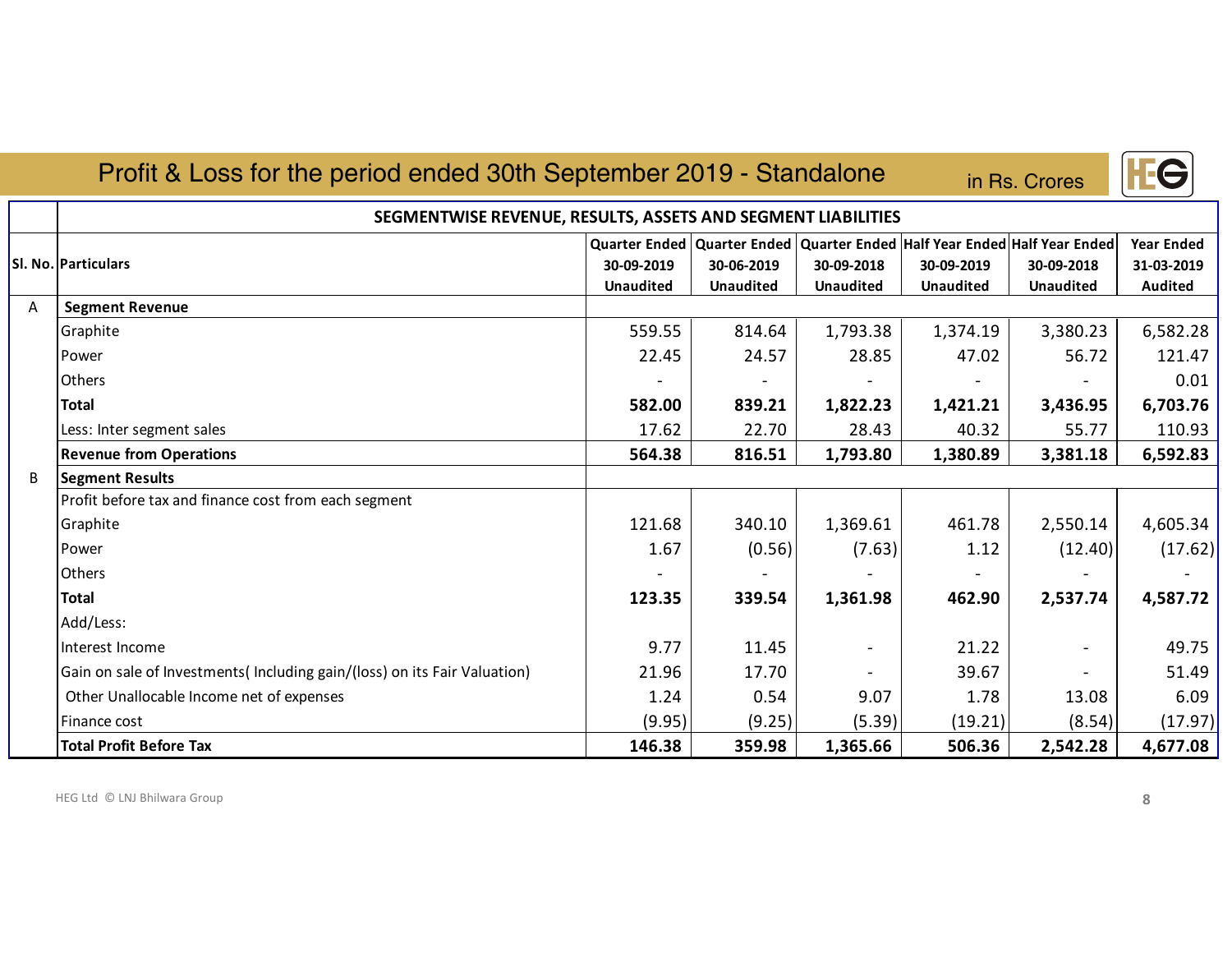## Profit & Loss for the period ended 30th September 2019 - Standalone

in Rs. Crores

| | SEGMENTWISE REVENUE, RESULTS, ASSETS AND SEGMENT LIABILITIES | | | | | | |
|---|---|---|---|---|---|---|---|
| **Sl. No.** | **Particulars** | **Quarter Ended 30-09-2019 Unaudited** | **Quarter Ended 30-06-2019 Unaudited** | **Quarter Ended 30-09-2018 Unaudited** | **Half Year Ended 30-09-2019 Unaudited** | **Half Year Ended 30-09-2018 Unaudited** | **Year Ended 31-03-2019 Audited** |
| A | **Segment Revenue** | | | | | | |
| | Graphite | 559.55 | 814.64 | 1,793.38 | 1,374.19 | 3,380.23 | 6,582.28 |
| | Power | 22.45 | 24.57 | 28.85 | 47.02 | 56.72 | 121.47 |
| | Others | - | - | - | - | - | 0.01 |
| | **Total** | **582.00** | **839.21** | **1,822.23** | **1,421.21** | **3,436.95** | **6,703.76** |
| | Less: Inter segment sales | 17.62 | 22.70 | 28.43 | 40.32 | 55.77 | 110.93 |
| | **Revenue from Operations** | **564.38** | **816.51** | **1,793.80** | **1,380.89** | **3,381.18** | **6,592.83** |
| B | **Segment Results** | | | | | | |
| | Profit before tax and finance cost from each segment | | | | | | |
| | Graphite | 121.68 | 340.10 | 1,369.61 | 461.78 | 2,550.14 | 4,605.34 |
| | Power | 1.67 | (0.56) | (7.63) | 1.12 | (12.40) | (17.62) |
| | Others | - | - | - | - | - | - |
| | **Total** | **123.35** | **339.54** | **1,361.98** | **462.90** | **2,537.74** | **4,587.72** |
| | Add/Less: | | | | | | |
| | Interest Income | 9.77 | 11.45 | - | 21.22 | - | 49.75 |
| | Gain on sale of Investments( Including gain/(loss) on its Fair Valuation) | 21.96 | 17.70 | - | 39.67 | - | 51.49 |
| | Other Unallocable Income net of expenses | 1.24 | 0.54 | 9.07 | 1.78 | 13.08 | 6.09 |
| | Finance cost | (9.95) | (9.25) | (5.39) | (19.21) | (8.54) | (17.97) |
| | **Total Profit Before Tax** | **146.38** | **359.98** | **1,365.66** | **506.36** | **2,542.28** | **4,677.08** |

HEG Ltd © LNJ Bhilwara Group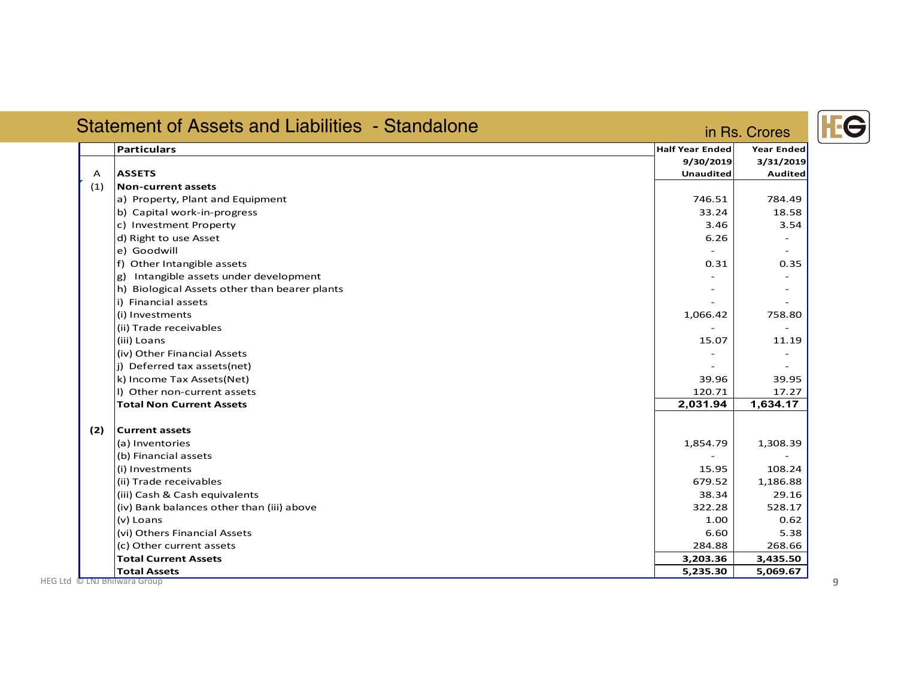## Statement of Assets and Liabilities - Standalone

in Rs. Crores

| | Particulars | Half Year Ended 9/30/2019 Unaudited | Year Ended 3/31/2019 Audited |
|---|---|---|---|
| A | **ASSETS** | | |
| (1) | **Non-current assets** | | |
| | a) Property, Plant and Equipment | 746.51 | 784.49 |
| | b) Capital work-in-progress | 33.24 | 18.58 |
| | c) Investment Property | 3.46 | 3.54 |
| | d) Right to use Asset | 6.26 | - |
| | e) Goodwill | - | - |
| | f) Other Intangible assets | 0.31 | 0.35 |
| | g) Intangible assets under development | - | - |
| | h) Biological Assets other than bearer plants | - | - |
| | i) Financial assets | - | - |
| | (i) Investments | 1,066.42 | 758.80 |
| | (ii) Trade receivables | - | - |
| | (iii) Loans | 15.07 | 11.19 |
| | (iv) Other Financial Assets | - | - |
| | j) Deferred tax assets(net) | - | - |
| | k) Income Tax Assets(Net) | 39.96 | 39.95 |
| | l) Other non-current assets | 120.71 | 17.27 |
| | **Total Non Current Assets** | **2,031.94** | **1,634.17** |
| **(2)** | **Current assets** | | |
| | (a) Inventories | 1,854.79 | 1,308.39 |
| | (b) Financial assets | - | - |
| | (i) Investments | 15.95 | 108.24 |
| | (ii) Trade receivables | 679.52 | 1,186.88 |
| | (iii) Cash & Cash equivalents | 38.34 | 29.16 |
| | (iv) Bank balances other than (iii) above | 322.28 | 528.17 |
| | (v) Loans | 1.00 | 0.62 |
| | (vi) Others Financial Assets | 6.60 | 5.38 |
| | (c) Other current assets | 284.88 | 268.66 |
| | **Total Current Assets** | **3,203.36** | **3,435.50** |
| | **Total Assets** | **5,235.30** | **5,069.67** |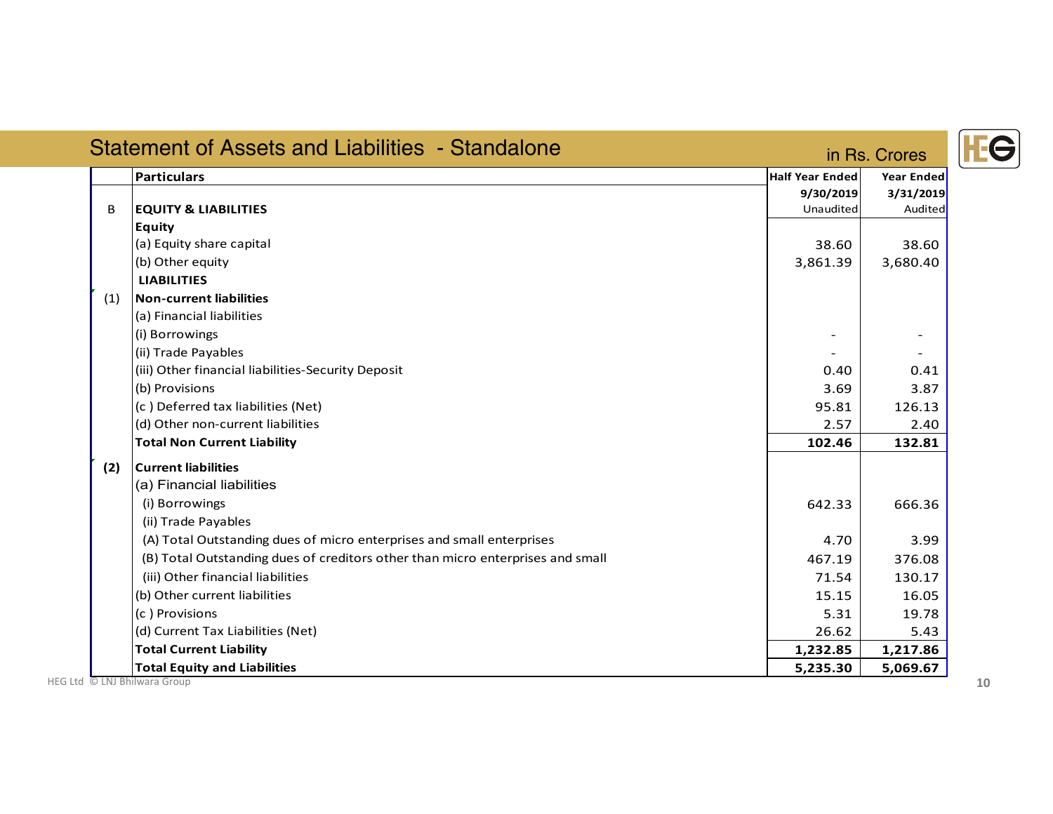## Statement of Assets and Liabilities - Standalone

in Rs. Crores

| | Particulars | Half Year Ended 9/30/2019 Unaudited | Year Ended 3/31/2019 Audited |
|---|---|---|---|
| B | **EQUITY & LIABILITIES** | | |
| | **Equity** | | |
| | (a) Equity share capital | 38.60 | 38.60 |
| | (b) Other equity | 3,861.39 | 3,680.40 |
| | **LIABILITIES** | | |
| (1) | **Non-current liabilities** | | |
| | (a) Financial liabilities | | |
| | (i) Borrowings | - | - |
| | (ii) Trade Payables | - | - |
| | (iii) Other financial liabilities-Security Deposit | 0.40 | 0.41 |
| | (b) Provisions | 3.69 | 3.87 |
| | (c ) Deferred tax liabilities (Net) | 95.81 | 126.13 |
| | (d) Other non-current liabilities | 2.57 | 2.40 |
| | **Total Non Current Liability** | **102.46** | **132.81** |
| **(2)** | **Current liabilities** | | |
| | (a) Financial liabilities | | |
| | (i) Borrowings | 642.33 | 666.36 |
| | (ii) Trade Payables | | |
| | (A) Total Outstanding dues of micro enterprises and small enterprises | 4.70 | 3.99 |
| | (B) Total Outstanding dues of creditors other than micro enterprises and small | 467.19 | 376.08 |
| | (iii) Other financial liabilities | 71.54 | 130.17 |
| | (b) Other current liabilities | 15.15 | 16.05 |
| | (c ) Provisions | 5.31 | 19.78 |
| | (d) Current Tax Liabilities (Net) | 26.62 | 5.43 |
| | **Total Current Liability** | **1,232.85** | **1,217.86** |
| | **Total Equity and Liabilities** | **5,235.30** | **5,069.67** |

HEG Ltd © LNJ Bhilwara Group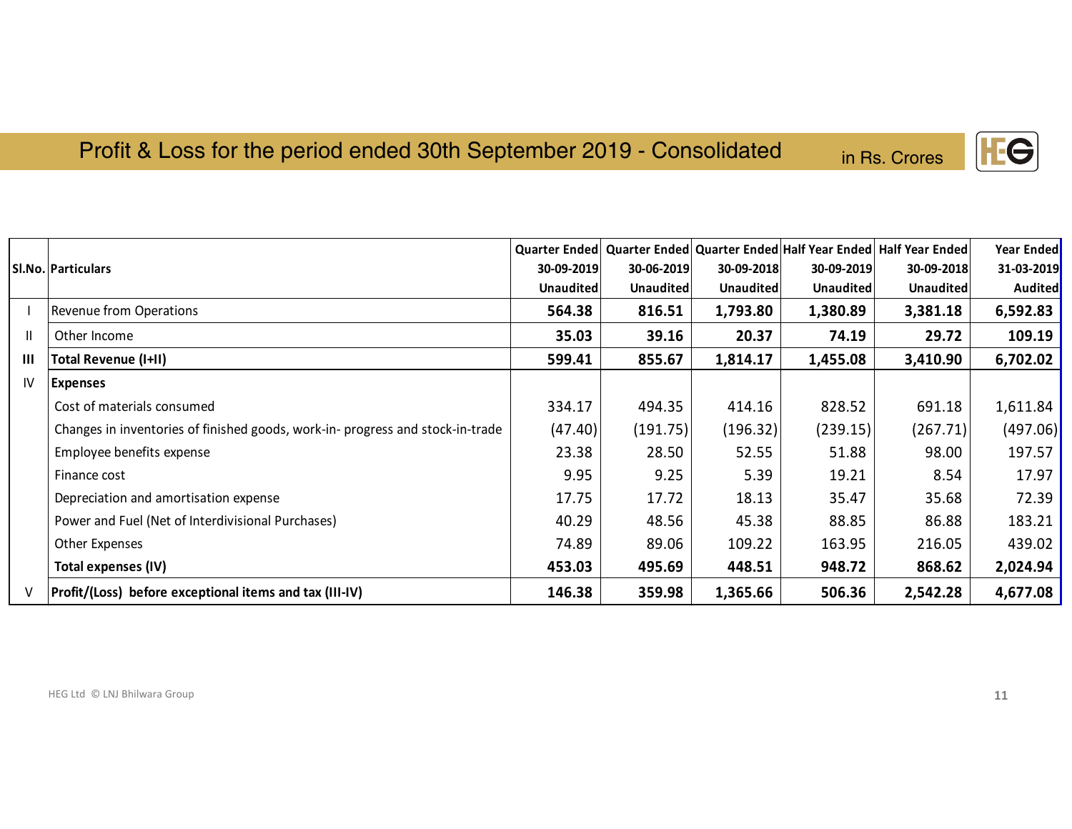## Profit & Loss for the period ended 30th September 2019 - Consolidated

in Rs. Crores

| Sl.No. | Particulars | Quarter Ended 30-09-2019 Unaudited | Quarter Ended 30-06-2019 Unaudited | Quarter Ended 30-09-2018 Unaudited | Half Year Ended 30-09-2019 Unaudited | Half Year Ended 30-09-2018 Unaudited | Year Ended 31-03-2019 Audited |
|---|---|---|---|---|---|---|---|
| I | Revenue from Operations | **564.38** | **816.51** | **1,793.80** | **1,380.89** | **3,381.18** | **6,592.83** |
| II | Other Income | **35.03** | **39.16** | **20.37** | **74.19** | **29.72** | **109.19** |
| **III** | **Total Revenue (I+II)** | **599.41** | **855.67** | **1,814.17** | **1,455.08** | **3,410.90** | **6,702.02** |
| IV | **Expenses** | | | | | | |
| | Cost of materials consumed | 334.17 | 494.35 | 414.16 | 828.52 | 691.18 | 1,611.84 |
| | Changes in inventories of finished goods, work-in- progress and stock-in-trade | (47.40) | (191.75) | (196.32) | (239.15) | (267.71) | (497.06) |
| | Employee benefits expense | 23.38 | 28.50 | 52.55 | 51.88 | 98.00 | 197.57 |
| | Finance cost | 9.95 | 9.25 | 5.39 | 19.21 | 8.54 | 17.97 |
| | Depreciation and amortisation expense | 17.75 | 17.72 | 18.13 | 35.47 | 35.68 | 72.39 |
| | Power and Fuel (Net of Interdivisional Purchases) | 40.29 | 48.56 | 45.38 | 88.85 | 86.88 | 183.21 |
| | Other Expenses | 74.89 | 89.06 | 109.22 | 163.95 | 216.05 | 439.02 |
| | **Total expenses (IV)** | **453.03** | **495.69** | **448.51** | **948.72** | **868.62** | **2,024.94** |
| V | **Profit/(Loss) before exceptional items and tax (III-IV)** | **146.38** | **359.98** | **1,365.66** | **506.36** | **2,542.28** | **4,677.08** |

HEG Ltd © LNJ Bhilwara Group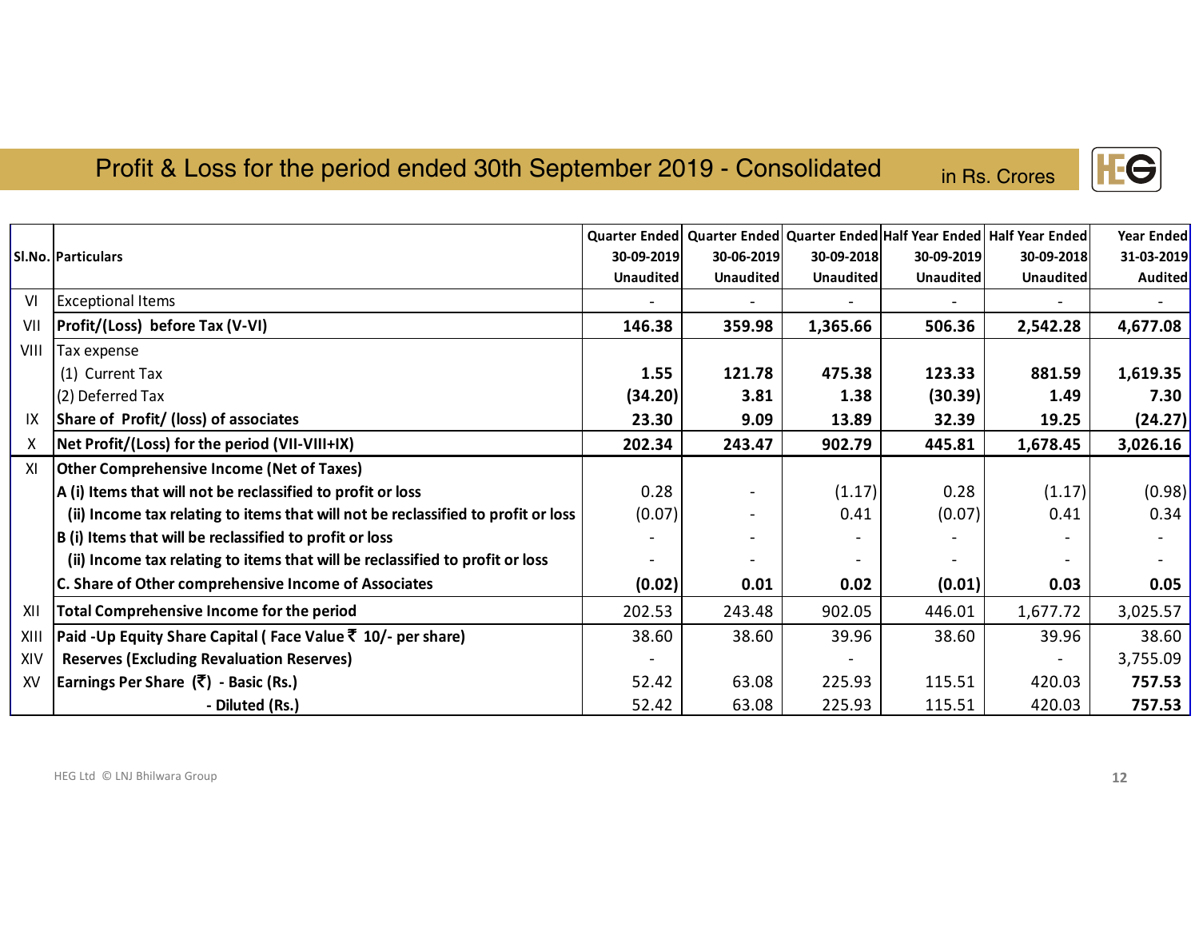## Profit & Loss for the period ended 30th September 2019 - Consolidated

in Rs. Crores

| Sl.No. | Particulars | Quarter Ended 30-09-2019 Unaudited | Quarter Ended 30-06-2019 Unaudited | Quarter Ended 30-09-2018 Unaudited | Half Year Ended 30-09-2019 Unaudited | Half Year Ended 30-09-2018 Unaudited | Year Ended 31-03-2019 Audited |
|---|---|---|---|---|---|---|---|
| VI | Exceptional Items | - | - | - | - | - | - |
| VII | **Profit/(Loss) before Tax (V-VI)** | **146.38** | **359.98** | **1,365.66** | **506.36** | **2,542.28** | **4,677.08** |
| VIII | Tax expense | | | | | | |
| | (1) Current Tax | **1.55** | **121.78** | **475.38** | **123.33** | **881.59** | **1,619.35** |
| | (2) Deferred Tax | **(34.20)** | **3.81** | **1.38** | **(30.39)** | **1.49** | **7.30** |
| IX | **Share of Profit/ (loss) of associates** | **23.30** | **9.09** | **13.89** | **32.39** | **19.25** | **(24.27)** |
| X | **Net Profit/(Loss) for the period (VII-VIII+IX)** | **202.34** | **243.47** | **902.79** | **445.81** | **1,678.45** | **3,026.16** |
| XI | **Other Comprehensive Income (Net of Taxes)** | | | | | | |
| | **A (i) Items that will not be reclassified to profit or loss** | 0.28 | - | (1.17) | 0.28 | (1.17) | (0.98) |
| | **(ii) Income tax relating to items that will not be reclassified to profit or loss** | (0.07) | - | 0.41 | (0.07) | 0.41 | 0.34 |
| | **B (i) Items that will be reclassified to profit or loss** | - | - | - | - | - | - |
| | **(ii) Income tax relating to items that will be reclassified to profit or loss** | - | - | - | - | - | - |
| | **C. Share of Other comprehensive Income of Associates** | **(0.02)** | **0.01** | **0.02** | **(0.01)** | **0.03** | **0.05** |
| XII | **Total Comprehensive Income for the period** | 202.53 | 243.48 | 902.05 | 446.01 | 1,677.72 | 3,025.57 |
| XIII | **Paid -Up Equity Share Capital ( Face Value ₹ 10/- per share)** | 38.60 | 38.60 | 39.96 | 38.60 | 39.96 | 38.60 |
| XIV | **Reserves (Excluding Revaluation Reserves)** | - | | - | | - | 3,755.09 |
| XV | **Earnings Per Share (₹) - Basic (Rs.)** | 52.42 | 63.08 | 225.93 | 115.51 | 420.03 | **757.53** |
| | **- Diluted (Rs.)** | 52.42 | 63.08 | 225.93 | 115.51 | 420.03 | **757.53** |

HEG Ltd © LNJ Bhilwara Group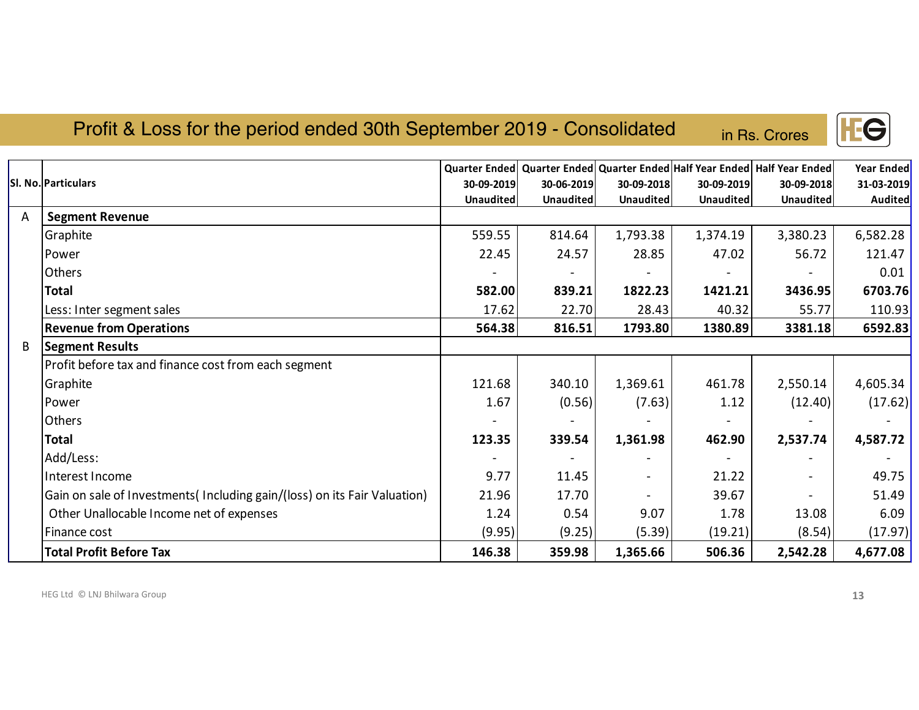## Profit & Loss for the period ended 30th September 2019 - Consolidated

in Rs. Crores

| Sl. No. | Particulars | Quarter Ended 30-09-2019 Unaudited | Quarter Ended 30-06-2019 Unaudited | Quarter Ended 30-09-2018 Unaudited | Half Year Ended 30-09-2019 Unaudited | Half Year Ended 30-09-2018 Unaudited | Year Ended 31-03-2019 Audited |
|---|---|---|---|---|---|---|---|
| A | **Segment Revenue** | | | | | | |
| | Graphite | 559.55 | 814.64 | 1,793.38 | 1,374.19 | 3,380.23 | 6,582.28 |
| | Power | 22.45 | 24.57 | 28.85 | 47.02 | 56.72 | 121.47 |
| | Others | - | - | - | - | - | 0.01 |
| | **Total** | **582.00** | **839.21** | **1822.23** | **1421.21** | **3436.95** | **6703.76** |
| | Less: Inter segment sales | 17.62 | 22.70 | 28.43 | 40.32 | 55.77 | 110.93 |
| | **Revenue from Operations** | **564.38** | **816.51** | **1793.80** | **1380.89** | **3381.18** | **6592.83** |
| B | **Segment Results** | | | | | | |
| | Profit before tax and finance cost from each segment | | | | | | |
| | Graphite | 121.68 | 340.10 | 1,369.61 | 461.78 | 2,550.14 | 4,605.34 |
| | Power | 1.67 | (0.56) | (7.63) | 1.12 | (12.40) | (17.62) |
| | Others | - | - | - | - | - | - |
| | **Total** | **123.35** | **339.54** | **1,361.98** | **462.90** | **2,537.74** | **4,587.72** |
| | Add/Less: | - | - | - | - | - | - |
| | Interest Income | 9.77 | 11.45 | - | 21.22 | - | 49.75 |
| | Gain on sale of Investments( Including gain/(loss) on its Fair Valuation) | 21.96 | 17.70 | - | 39.67 | - | 51.49 |
| | Other Unallocable Income net of expenses | 1.24 | 0.54 | 9.07 | 1.78 | 13.08 | 6.09 |
| | Finance cost | (9.95) | (9.25) | (5.39) | (19.21) | (8.54) | (17.97) |
| | **Total Profit Before Tax** | **146.38** | **359.98** | **1,365.66** | **506.36** | **2,542.28** | **4,677.08** |

HEG Ltd © LNJ Bhilwara Group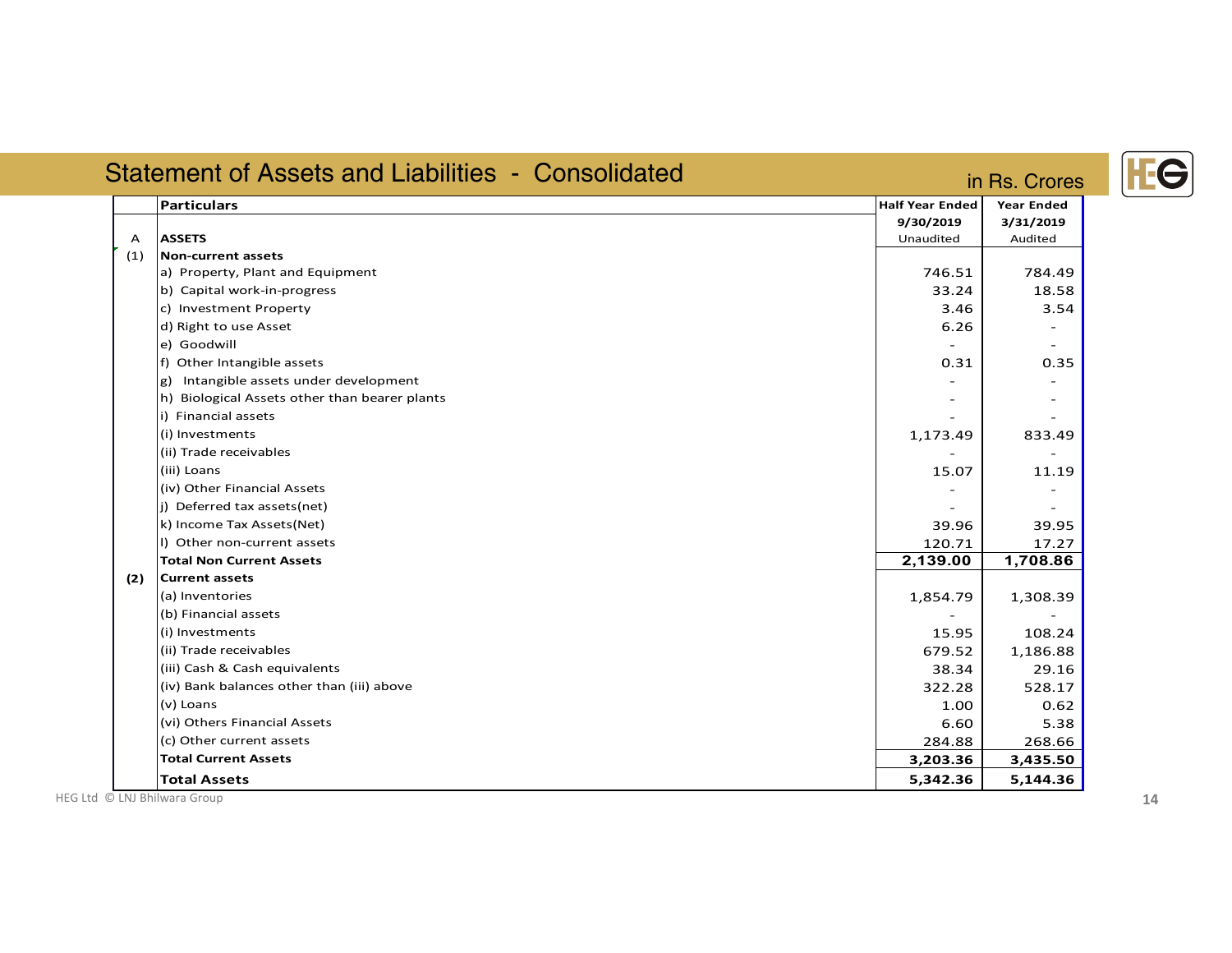# Statement of Assets and Liabilities - Consolidated

in Rs. Crores

| | Particulars | Half Year Ended 9/30/2019 Unaudited | Year Ended 3/31/2019 Audited |
|---|---|---|---|
| A | **ASSETS** | | |
| (1) | **Non-current assets** | | |
| | a) Property, Plant and Equipment | 746.51 | 784.49 |
| | b) Capital work-in-progress | 33.24 | 18.58 |
| | c) Investment Property | 3.46 | 3.54 |
| | d) Right to use Asset | 6.26 | - |
| | e) Goodwill | - | - |
| | f) Other Intangible assets | 0.31 | 0.35 |
| | g) Intangible assets under development | - | - |
| | h) Biological Assets other than bearer plants | - | - |
| | i) Financial assets | - | - |
| | (i) Investments | 1,173.49 | 833.49 |
| | (ii) Trade receivables | - | - |
| | (iii) Loans | 15.07 | 11.19 |
| | (iv) Other Financial Assets | - | - |
| | j) Deferred tax assets(net) | - | - |
| | k) Income Tax Assets(Net) | 39.96 | 39.95 |
| | l) Other non-current assets | 120.71 | 17.27 |
| | **Total Non Current Assets** | **2,139.00** | **1,708.86** |
| **(2)** | **Current assets** | | |
| | (a) Inventories | 1,854.79 | 1,308.39 |
| | (b) Financial assets | - | - |
| | (i) Investments | 15.95 | 108.24 |
| | (ii) Trade receivables | 679.52 | 1,186.88 |
| | (iii) Cash & Cash equivalents | 38.34 | 29.16 |
| | (iv) Bank balances other than (iii) above | 322.28 | 528.17 |
| | (v) Loans | 1.00 | 0.62 |
| | (vi) Others Financial Assets | 6.60 | 5.38 |
| | (c) Other current assets | 284.88 | 268.66 |
| | **Total Current Assets** | **3,203.36** | **3,435.50** |
| | **Total Assets** | **5,342.36** | **5,144.36** |

HEG Ltd © LNJ Bhilwara Group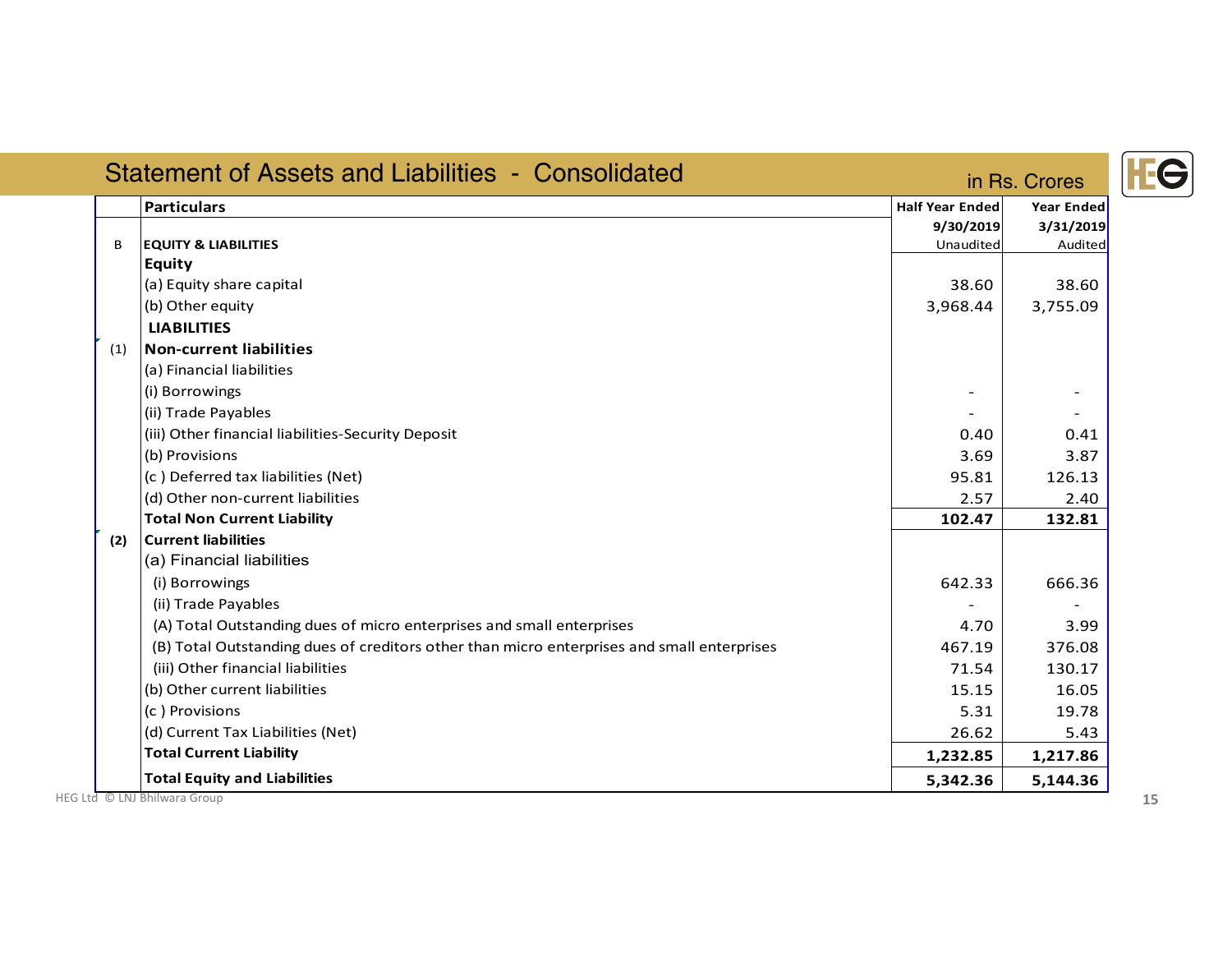## Statement of Assets and Liabilities - Consolidated

in Rs. Crores

| | Particulars | Half Year Ended 9/30/2019 Unaudited | Year Ended 3/31/2019 Audited |
|---|---|---|---|
| B | **EQUITY & LIABILITIES** | | |
| | **Equity** | | |
| | (a) Equity share capital | 38.60 | 38.60 |
| | (b) Other equity | 3,968.44 | 3,755.09 |
| | **LIABILITIES** | | |
| (1) | **Non-current liabilities** | | |
| | (a) Financial liabilities | | |
| | (i) Borrowings | - | - |
| | (ii) Trade Payables | - | - |
| | (iii) Other financial liabilities-Security Deposit | 0.40 | 0.41 |
| | (b) Provisions | 3.69 | 3.87 |
| | (c ) Deferred tax liabilities (Net) | 95.81 | 126.13 |
| | (d) Other non-current liabilities | 2.57 | 2.40 |
| | **Total Non Current Liability** | **102.47** | **132.81** |
| **(2)** | **Current liabilities** | | |
| | (a) Financial liabilities | | |
| | (i) Borrowings | 642.33 | 666.36 |
| | (ii) Trade Payables | - | - |
| | (A) Total Outstanding dues of micro enterprises and small enterprises | 4.70 | 3.99 |
| | (B) Total Outstanding dues of creditors other than micro enterprises and small enterprises | 467.19 | 376.08 |
| | (iii) Other financial liabilities | 71.54 | 130.17 |
| | (b) Other current liabilities | 15.15 | 16.05 |
| | (c ) Provisions | 5.31 | 19.78 |
| | (d) Current Tax Liabilities (Net) | 26.62 | 5.43 |
| | **Total Current Liability** | **1,232.85** | **1,217.86** |
| | **Total Equity and Liabilities** | **5,342.36** | **5,144.36** |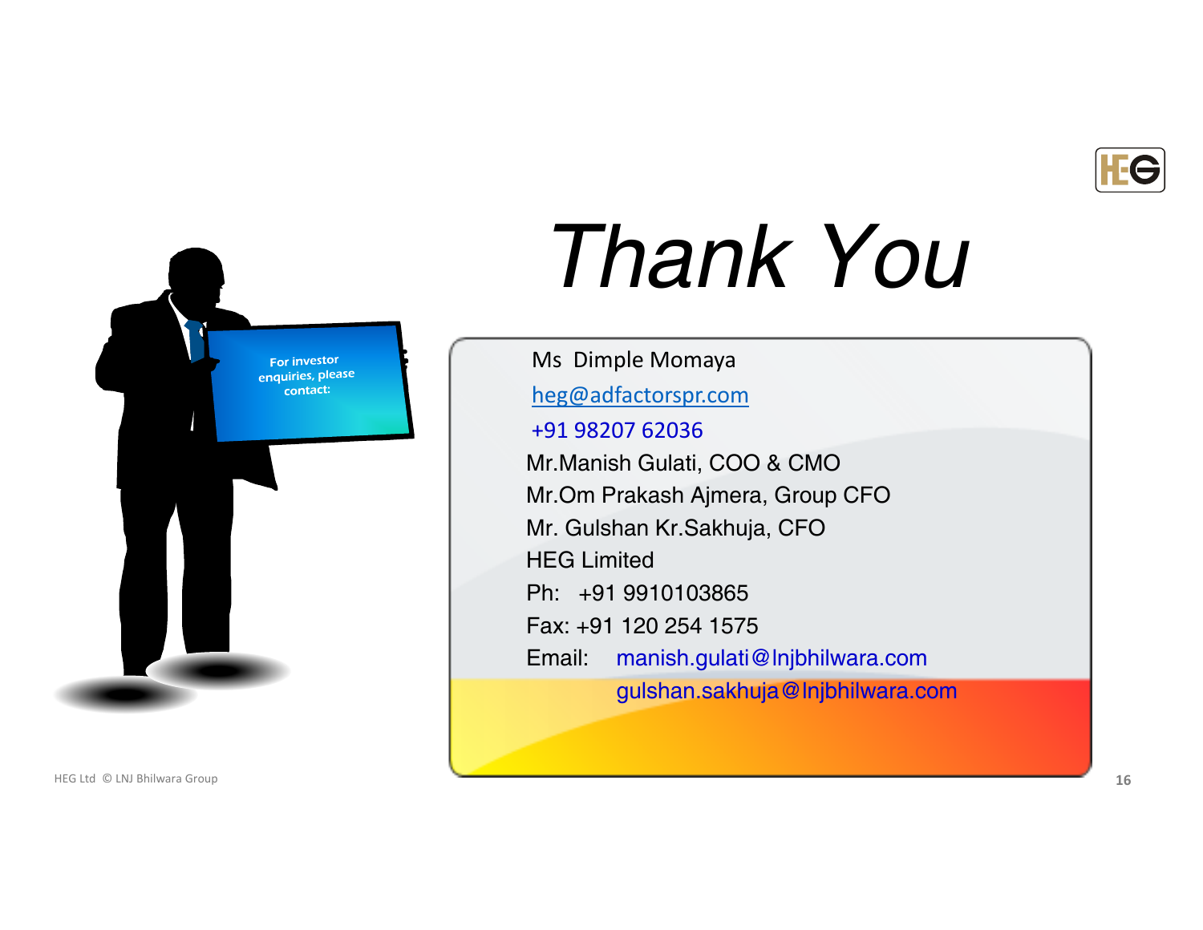# Thank You

For investor enquiries, please contact:

Ms Dimple Momaya

heg@adfactorspr.com

+91 98207 62036

Mr.Manish Gulati, COO & CMO

Mr.Om Prakash Ajmera, Group CFO

Mr. Gulshan Kr.Sakhuja, CFO

HEG Limited

Ph: +91 9910103865

Fax: +91 120 254 1575

Email: manish.gulati@lnjbhilwara.com

gulshan.sakhuja@lnjbhilwara.com